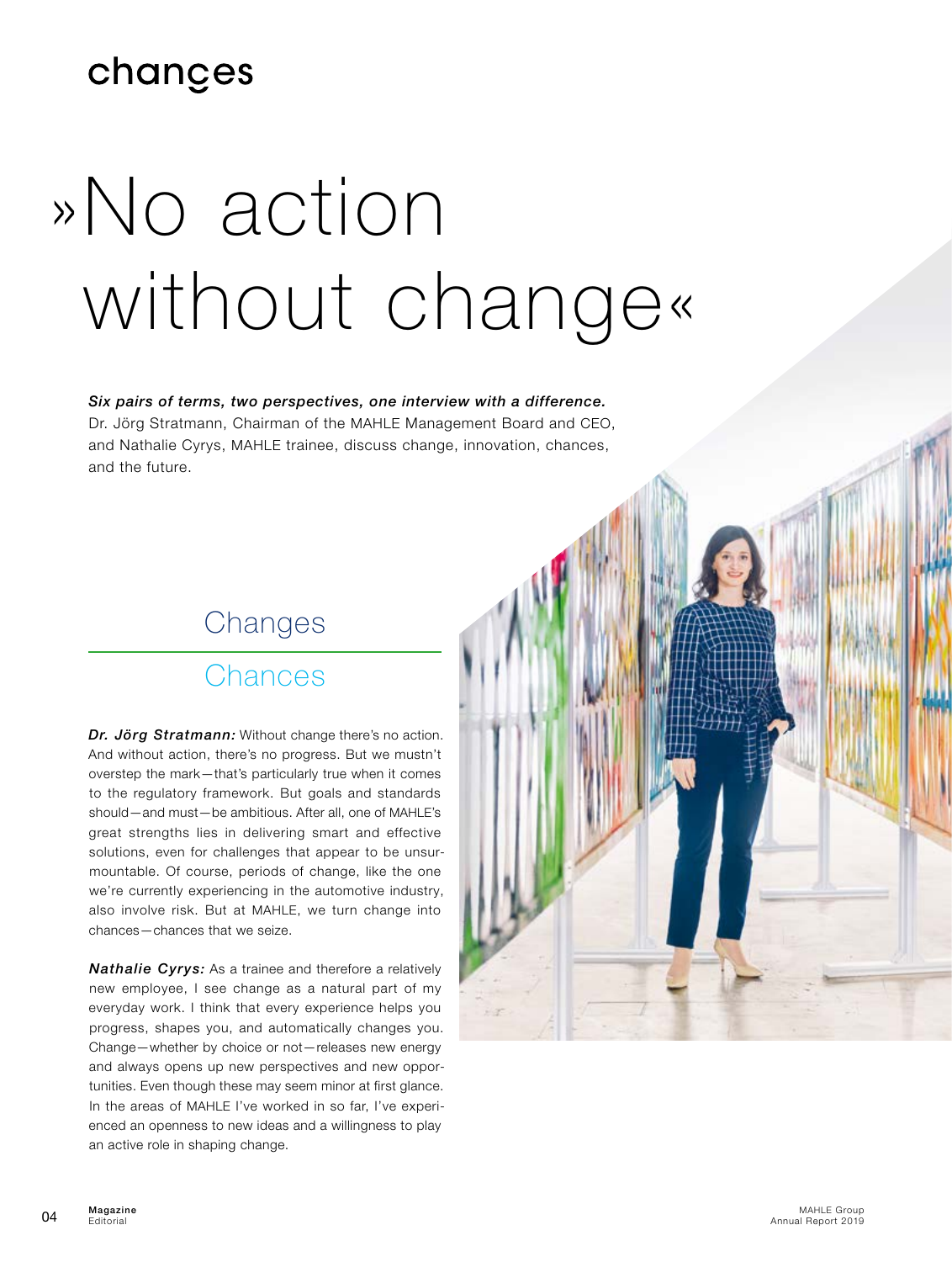chanġes

# »No action without change«

***Six pairs of terms, two perspectives, one interview with a difference.***
Dr. Jörg Stratmann, Chairman of the MAHLE Management Board and CEO, and Nathalie Cyrys, MAHLE trainee, discuss change, innovation, chances, and the future.

## Changes

## Chances

***Dr. Jörg Stratmann:*** Without change there's no action. And without action, there's no progress. But we mustn't overstep the mark—that's particularly true when it comes to the regulatory framework. But goals and standards should—and must—be ambitious. After all, one of MAHLE's great strengths lies in delivering smart and effective solutions, even for challenges that appear to be unsurmountable. Of course, periods of change, like the one we're currently experiencing in the automotive industry, also involve risk. But at MAHLE, we turn change into chances—chances that we seize.

***Nathalie Cyrys:*** As a trainee and therefore a relatively new employee, I see change as a natural part of my everyday work. I think that every experience helps you progress, shapes you, and automatically changes you. Change—whether by choice or not—releases new energy and always opens up new perspectives and new opportunities. Even though these may seem minor at first glance. In the areas of MAHLE I've worked in so far, I've experienced an openness to new ideas and a willingness to play an active role in shaping change.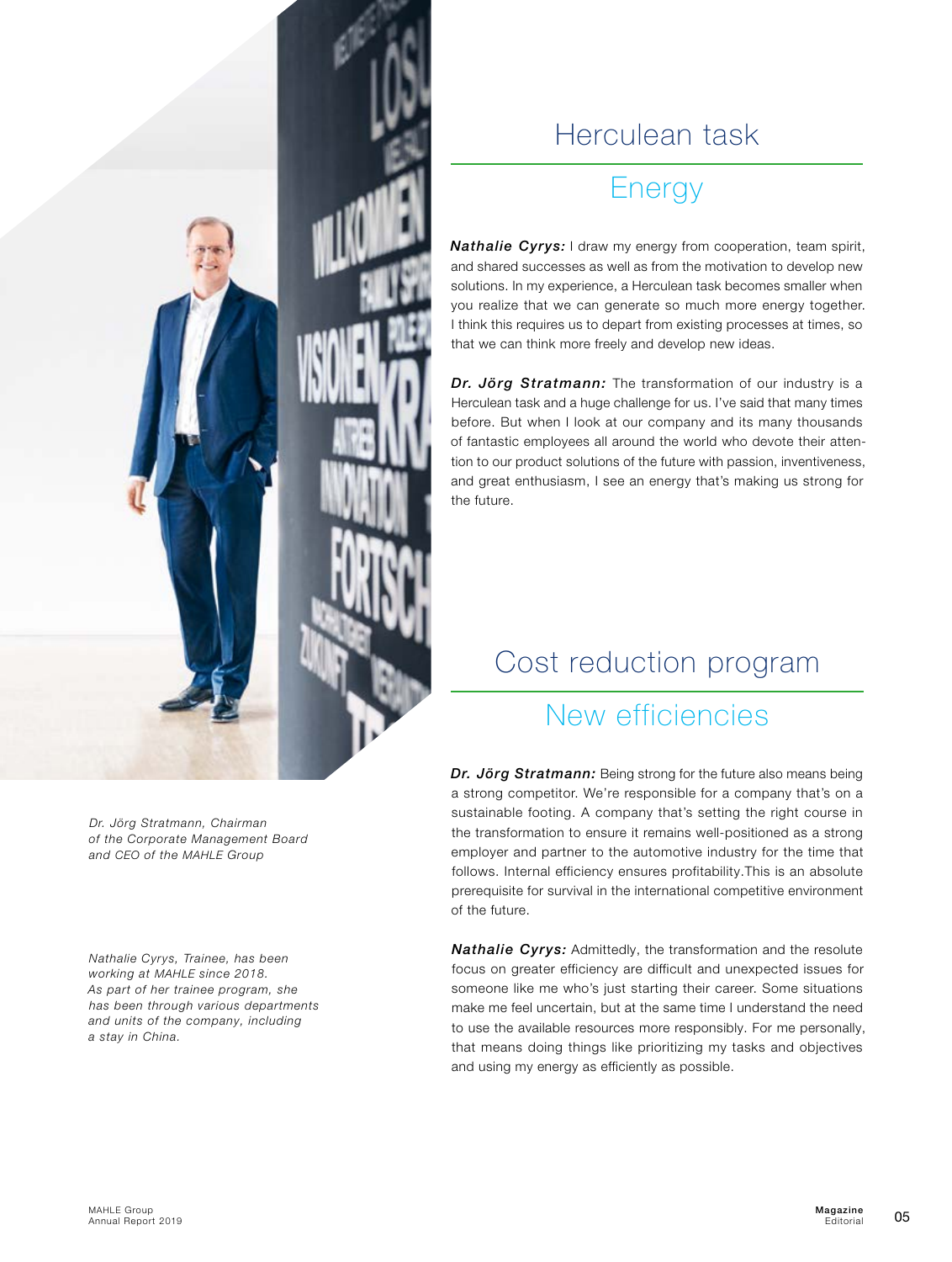Dr. Jörg Stratmann, Chairman of the Corporate Management Board and CEO of the MAHLE Group

Nathalie Cyrys, Trainee, has been working at MAHLE since 2018. As part of her trainee program, she has been through various departments and units of the company, including a stay in China.

## Herculean task

### Energy

***Nathalie Cyrys:*** I draw my energy from cooperation, team spirit, and shared successes as well as from the motivation to develop new solutions. In my experience, a Herculean task becomes smaller when you realize that we can generate so much more energy together. I think this requires us to depart from existing processes at times, so that we can think more freely and develop new ideas.

***Dr. Jörg Stratmann:*** The transformation of our industry is a Herculean task and a huge challenge for us. I've said that many times before. But when I look at our company and its many thousands of fantastic employees all around the world who devote their attention to our product solutions of the future with passion, inventiveness, and great enthusiasm, I see an energy that's making us strong for the future.

## Cost reduction program

### New efficiencies

***Dr. Jörg Stratmann:*** Being strong for the future also means being a strong competitor. We're responsible for a company that's on a sustainable footing. A company that's setting the right course in the transformation to ensure it remains well-positioned as a strong employer and partner to the automotive industry for the time that follows. Internal efficiency ensures profitability.This is an absolute prerequisite for survival in the international competitive environment of the future.

***Nathalie Cyrys:*** Admittedly, the transformation and the resolute focus on greater efficiency are difficult and unexpected issues for someone like me who's just starting their career. Some situations make me feel uncertain, but at the same time I understand the need to use the available resources more responsibly. For me personally, that means doing things like prioritizing my tasks and objectives and using my energy as efficiently as possible.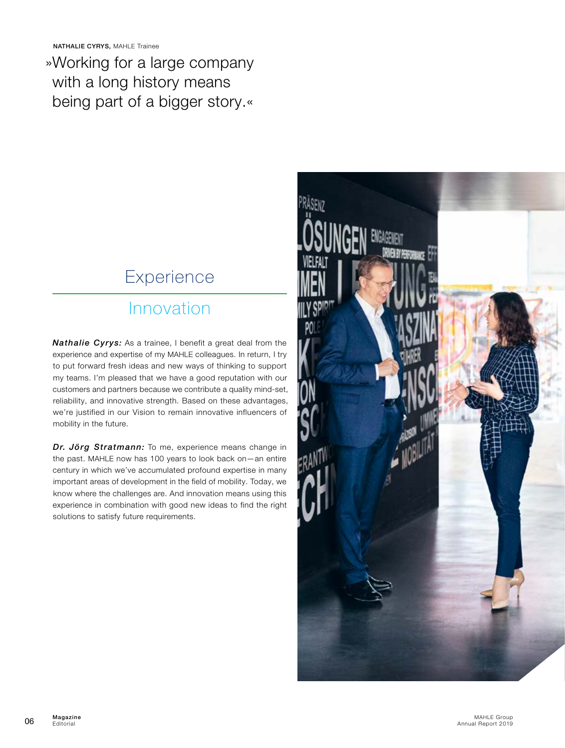NATHALIE CYRYS, MAHLE Trainee

»Working for a large company with a long history means being part of a bigger story.«

## Experience

## Innovation

***Nathalie Cyrys:*** As a trainee, I benefit a great deal from the experience and expertise of my MAHLE colleagues. In return, I try to put forward fresh ideas and new ways of thinking to support my teams. I'm pleased that we have a good reputation with our customers and partners because we contribute a quality mind-set, reliability, and innovative strength. Based on these advantages, we're justified in our Vision to remain innovative influencers of mobility in the future.

***Dr. Jörg Stratmann:*** To me, experience means change in the past. MAHLE now has 100 years to look back on—an entire century in which we've accumulated profound expertise in many important areas of development in the field of mobility. Today, we know where the challenges are. And innovation means using this experience in combination with good new ideas to find the right solutions to satisfy future requirements.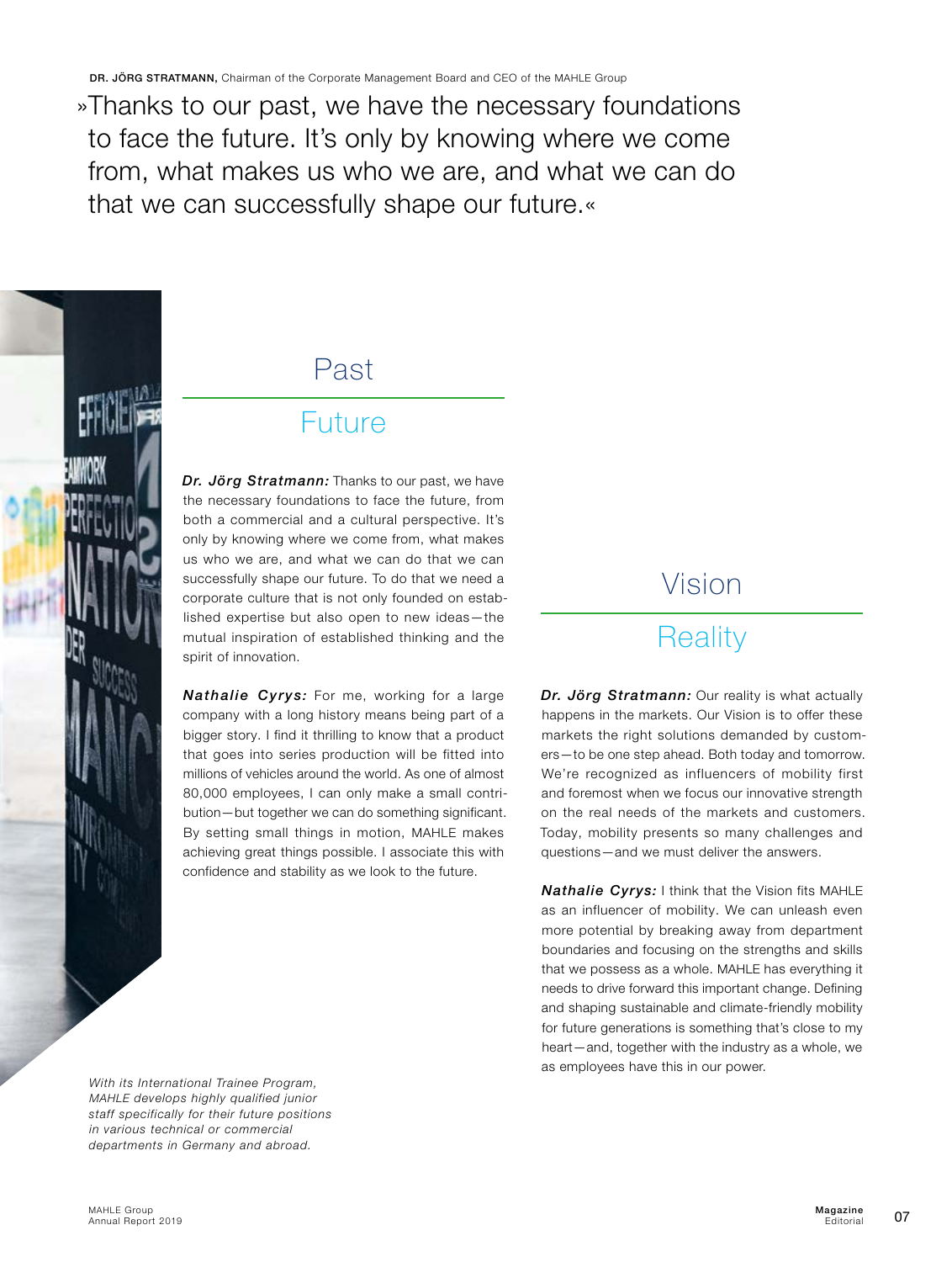**DR. JÖRG STRATMANN,** Chairman of the Corporate Management Board and CEO of the MAHLE Group

»Thanks to our past, we have the necessary foundations to face the future. It's only by knowing where we come from, what makes us who we are, and what we can do that we can successfully shape our future.«

## Past

## Future

***Dr. Jörg Stratmann:*** Thanks to our past, we have the necessary foundations to face the future, from both a commercial and a cultural perspective. It's only by knowing where we come from, what makes us who we are, and what we can do that we can successfully shape our future. To do that we need a corporate culture that is not only founded on established expertise but also open to new ideas—the mutual inspiration of established thinking and the spirit of innovation.

***Nathalie Cyrys:*** For me, working for a large company with a long history means being part of a bigger story. I find it thrilling to know that a product that goes into series production will be fitted into millions of vehicles around the world. As one of almost 80,000 employees, I can only make a small contribution—but together we can do something significant. By setting small things in motion, MAHLE makes achieving great things possible. I associate this with confidence and stability as we look to the future.

*With its International Trainee Program, MAHLE develops highly qualified junior staff specifically for their future positions in various technical or commercial departments in Germany and abroad.*

## Vision

## Reality

***Dr. Jörg Stratmann:*** Our reality is what actually happens in the markets. Our Vision is to offer these markets the right solutions demanded by customers—to be one step ahead. Both today and tomorrow. We're recognized as influencers of mobility first and foremost when we focus our innovative strength on the real needs of the markets and customers. Today, mobility presents so many challenges and questions—and we must deliver the answers.

***Nathalie Cyrys:*** I think that the Vision fits MAHLE as an influencer of mobility. We can unleash even more potential by breaking away from department boundaries and focusing on the strengths and skills that we possess as a whole. MAHLE has everything it needs to drive forward this important change. Defining and shaping sustainable and climate-friendly mobility for future generations is something that's close to my heart—and, together with the industry as a whole, we as employees have this in our power.